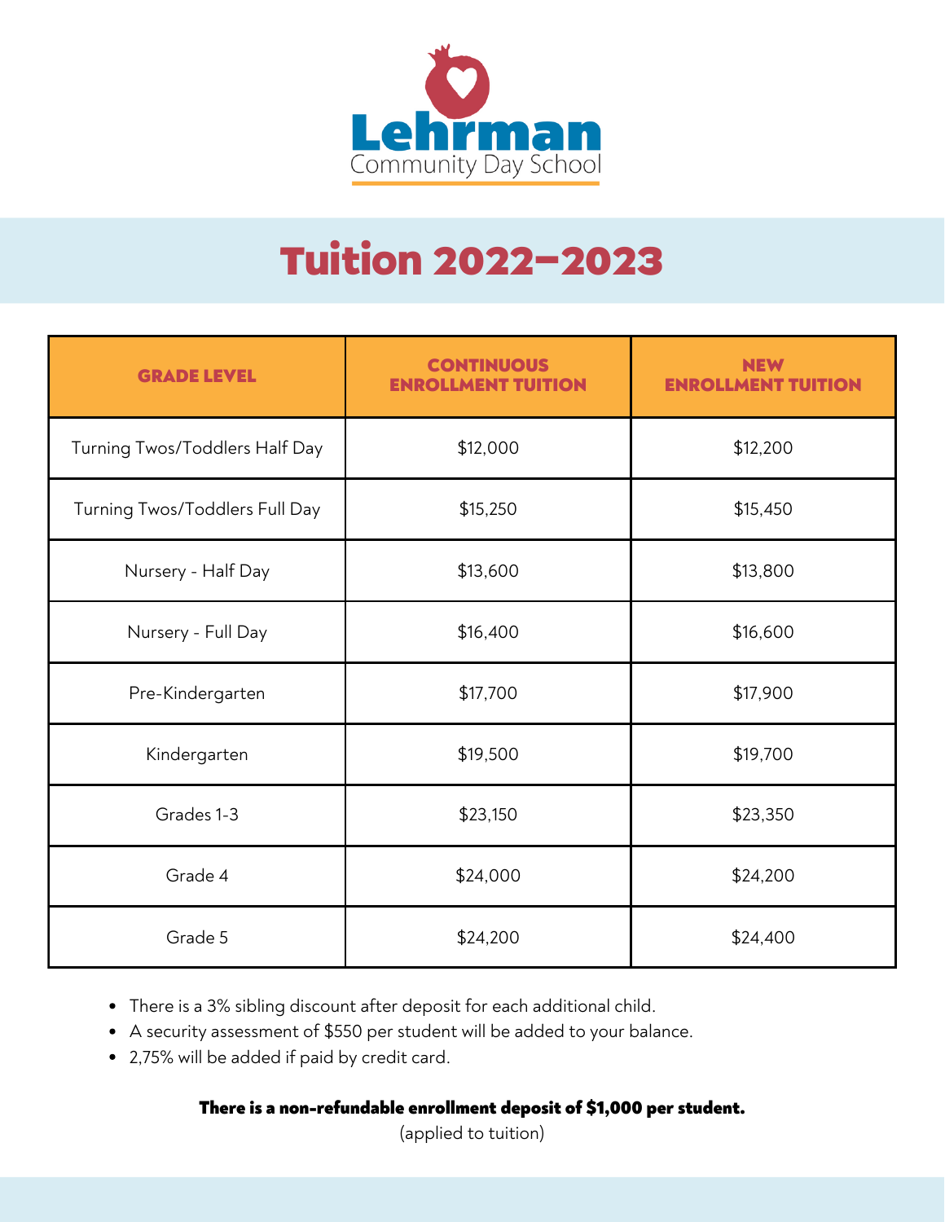Lehrman

Community Day School

# Tuition 2022–2023

| GRADE LEVEL | CONTINUOUS ENROLLMENT TUITION | NEW ENROLLMENT TUITION |
|---|---|---|
| Turning Twos/Toddlers Half Day | $12,000 | $12,200 |
| Turning Twos/Toddlers Full Day | $15,250 | $15,450 |
| Nursery - Half Day | $13,600 | $13,800 |
| Nursery - Full Day | $16,400 | $16,600 |
| Pre-Kindergarten | $17,700 | $17,900 |
| Kindergarten | $19,500 | $19,700 |
| Grades 1-3 | $23,150 | $23,350 |
| Grade 4 | $24,000 | $24,200 |
| Grade 5 | $24,200 | $24,400 |

- There is a 3% sibling discount after deposit for each additional child.
- A security assessment of $550 per student will be added to your balance.
- 2,75% will be added if paid by credit card.

**There is a non-refundable enrollment deposit of $1,000 per student.**

(applied to tuition)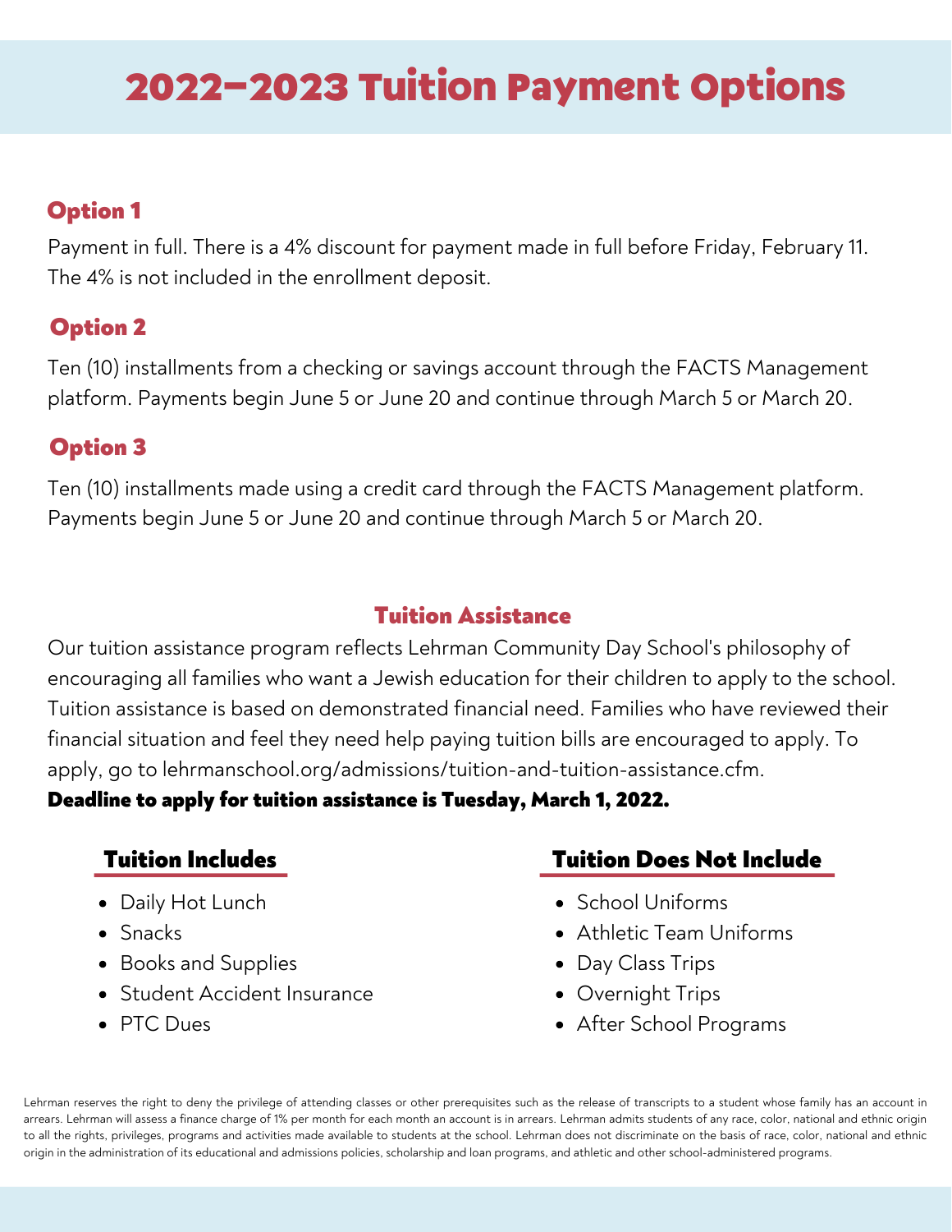# 2022–2023 Tuition Payment Options

## Option 1

Payment in full. There is a 4% discount for payment made in full before Friday, February 11. The 4% is not included in the enrollment deposit.

## Option 2

Ten (10) installments from a checking or savings account through the FACTS Management platform. Payments begin June 5 or June 20 and continue through March 5 or March 20.

## Option 3

Ten (10) installments made using a credit card through the FACTS Management platform. Payments begin June 5 or June 20 and continue through March 5 or March 20.

## Tuition Assistance

Our tuition assistance program reflects Lehrman Community Day School's philosophy of encouraging all families who want a Jewish education for their children to apply to the school. Tuition assistance is based on demonstrated financial need. Families who have reviewed their financial situation and feel they need help paying tuition bills are encouraged to apply. To apply, go to lehrmanschool.org/admissions/tuition-and-tuition-assistance.cfm.

**Deadline to apply for tuition assistance is Tuesday, March 1, 2022.**

### Tuition Includes

- Daily Hot Lunch
- Snacks
- Books and Supplies
- Student Accident Insurance
- PTC Dues

### Tuition Does Not Include

- School Uniforms
- Athletic Team Uniforms
- Day Class Trips
- Overnight Trips
- After School Programs

Lehrman reserves the right to deny the privilege of attending classes or other prerequisites such as the release of transcripts to a student whose family has an account in arrears. Lehrman will assess a finance charge of 1% per month for each month an account is in arrears. Lehrman admits students of any race, color, national and ethnic origin to all the rights, privileges, programs and activities made available to students at the school. Lehrman does not discriminate on the basis of race, color, national and ethnic origin in the administration of its educational and admissions policies, scholarship and loan programs, and athletic and other school-administered programs.